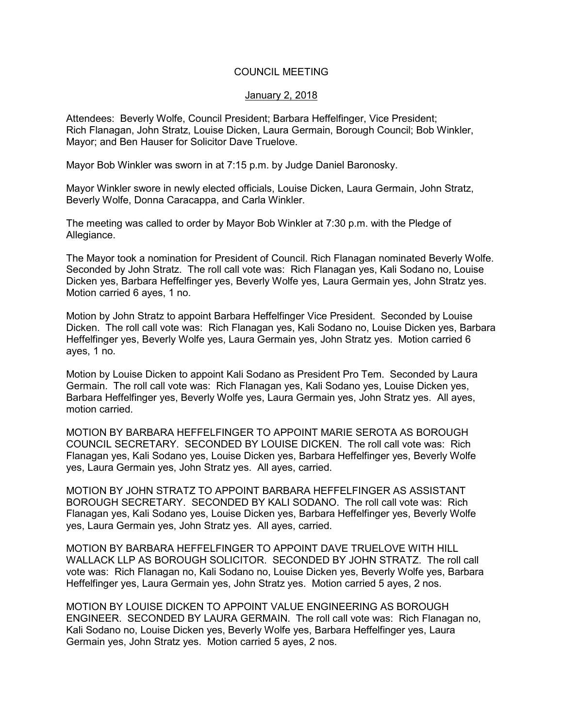# COUNCIL MEETING

## January 2, 2018

Attendees: Beverly Wolfe, Council President; Barbara Heffelfinger, Vice President; Rich Flanagan, John Stratz, Louise Dicken, Laura Germain, Borough Council; Bob Winkler, Mayor; and Ben Hauser for Solicitor Dave Truelove.

Mayor Bob Winkler was sworn in at 7:15 p.m. by Judge Daniel Baronosky.

Mayor Winkler swore in newly elected officials, Louise Dicken, Laura Germain, John Stratz, Beverly Wolfe, Donna Caracappa, and Carla Winkler.

The meeting was called to order by Mayor Bob Winkler at 7:30 p.m. with the Pledge of Allegiance.

The Mayor took a nomination for President of Council. Rich Flanagan nominated Beverly Wolfe. Seconded by John Stratz. The roll call vote was: Rich Flanagan yes, Kali Sodano no, Louise Dicken yes, Barbara Heffelfinger yes, Beverly Wolfe yes, Laura Germain yes, John Stratz yes. Motion carried 6 ayes, 1 no.

Motion by John Stratz to appoint Barbara Heffelfinger Vice President. Seconded by Louise Dicken. The roll call vote was: Rich Flanagan yes, Kali Sodano no, Louise Dicken yes, Barbara Heffelfinger yes, Beverly Wolfe yes, Laura Germain yes, John Stratz yes. Motion carried 6 ayes, 1 no.

Motion by Louise Dicken to appoint Kali Sodano as President Pro Tem. Seconded by Laura Germain. The roll call vote was: Rich Flanagan yes, Kali Sodano yes, Louise Dicken yes, Barbara Heffelfinger yes, Beverly Wolfe yes, Laura Germain yes, John Stratz yes. All ayes, motion carried.

MOTION BY BARBARA HEFFELFINGER TO APPOINT MARIE SEROTA AS BOROUGH COUNCIL SECRETARY. SECONDED BY LOUISE DICKEN. The roll call vote was: Rich Flanagan yes, Kali Sodano yes, Louise Dicken yes, Barbara Heffelfinger yes, Beverly Wolfe yes, Laura Germain yes, John Stratz yes. All ayes, carried.

MOTION BY JOHN STRATZ TO APPOINT BARBARA HEFFELFINGER AS ASSISTANT BOROUGH SECRETARY. SECONDED BY KALI SODANO. The roll call vote was: Rich Flanagan yes, Kali Sodano yes, Louise Dicken yes, Barbara Heffelfinger yes, Beverly Wolfe yes, Laura Germain yes, John Stratz yes. All ayes, carried.

MOTION BY BARBARA HEFFELFINGER TO APPOINT DAVE TRUELOVE WITH HILL WALLACK LLP AS BOROUGH SOLICITOR. SECONDED BY JOHN STRATZ. The roll call vote was: Rich Flanagan no, Kali Sodano no, Louise Dicken yes, Beverly Wolfe yes, Barbara Heffelfinger yes, Laura Germain yes, John Stratz yes. Motion carried 5 ayes, 2 nos.

MOTION BY LOUISE DICKEN TO APPOINT VALUE ENGINEERING AS BOROUGH ENGINEER. SECONDED BY LAURA GERMAIN. The roll call vote was: Rich Flanagan no, Kali Sodano no, Louise Dicken yes, Beverly Wolfe yes, Barbara Heffelfinger yes, Laura Germain yes, John Stratz yes. Motion carried 5 ayes, 2 nos.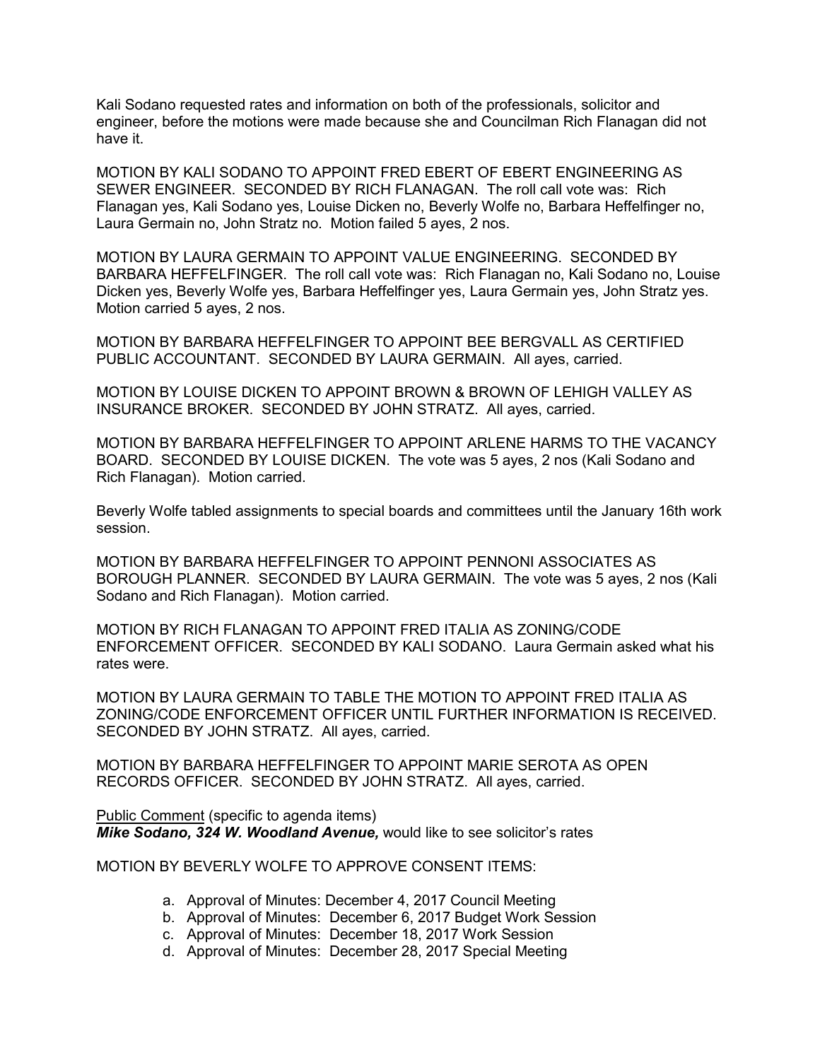Kali Sodano requested rates and information on both of the professionals, solicitor and engineer, before the motions were made because she and Councilman Rich Flanagan did not have it.

MOTION BY KALI SODANO TO APPOINT FRED EBERT OF EBERT ENGINEERING AS SEWER ENGINEER. SECONDED BY RICH FLANAGAN. The roll call vote was: Rich Flanagan yes, Kali Sodano yes, Louise Dicken no, Beverly Wolfe no, Barbara Heffelfinger no, Laura Germain no, John Stratz no. Motion failed 5 ayes, 2 nos.

MOTION BY LAURA GERMAIN TO APPOINT VALUE ENGINEERING. SECONDED BY BARBARA HEFFELFINGER. The roll call vote was: Rich Flanagan no, Kali Sodano no, Louise Dicken yes, Beverly Wolfe yes, Barbara Heffelfinger yes, Laura Germain yes, John Stratz yes. Motion carried 5 ayes, 2 nos.

MOTION BY BARBARA HEFFELFINGER TO APPOINT BEE BERGVALL AS CERTIFIED PUBLIC ACCOUNTANT. SECONDED BY LAURA GERMAIN. All ayes, carried.

MOTION BY LOUISE DICKEN TO APPOINT BROWN & BROWN OF LEHIGH VALLEY AS INSURANCE BROKER. SECONDED BY JOHN STRATZ. All ayes, carried.

MOTION BY BARBARA HEFFELFINGER TO APPOINT ARLENE HARMS TO THE VACANCY BOARD. SECONDED BY LOUISE DICKEN. The vote was 5 ayes, 2 nos (Kali Sodano and Rich Flanagan). Motion carried.

Beverly Wolfe tabled assignments to special boards and committees until the January 16th work session.

MOTION BY BARBARA HEFFELFINGER TO APPOINT PENNONI ASSOCIATES AS BOROUGH PLANNER. SECONDED BY LAURA GERMAIN. The vote was 5 ayes, 2 nos (Kali Sodano and Rich Flanagan). Motion carried.

MOTION BY RICH FLANAGAN TO APPOINT FRED ITALIA AS ZONING/CODE ENFORCEMENT OFFICER. SECONDED BY KALI SODANO. Laura Germain asked what his rates were.

MOTION BY LAURA GERMAIN TO TABLE THE MOTION TO APPOINT FRED ITALIA AS ZONING/CODE ENFORCEMENT OFFICER UNTIL FURTHER INFORMATION IS RECEIVED. SECONDED BY JOHN STRATZ. All ayes, carried.

MOTION BY BARBARA HEFFELFINGER TO APPOINT MARIE SEROTA AS OPEN RECORDS OFFICER. SECONDED BY JOHN STRATZ. All ayes, carried.

Public Comment (specific to agenda items)

***Mike Sodano, 324 W. Woodland Avenue,*** would like to see solicitor's rates

MOTION BY BEVERLY WOLFE TO APPROVE CONSENT ITEMS:

a. Approval of Minutes: December 4, 2017 Council Meeting
b. Approval of Minutes: December 6, 2017 Budget Work Session
c. Approval of Minutes: December 18, 2017 Work Session
d. Approval of Minutes: December 28, 2017 Special Meeting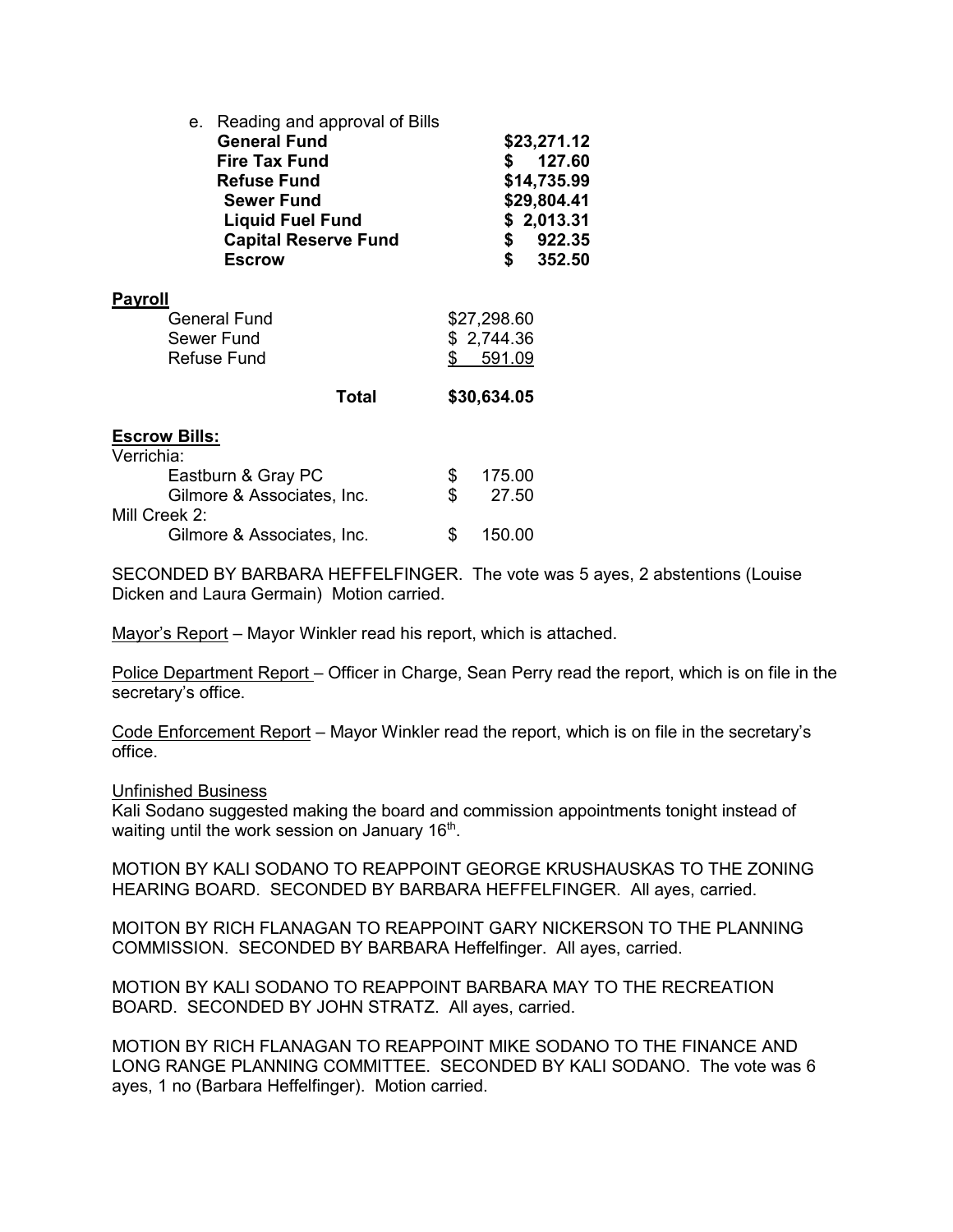e. Reading and approval of Bills

| | |
|---|---|
| **General Fund** | **$23,271.12** |
| **Fire Tax Fund** | **$ 127.60** |
| **Refuse Fund** | **$14,735.99** |
| **Sewer Fund** | **$29,804.41** |
| **Liquid Fuel Fund** | **$ 2,013.31** |
| **Capital Reserve Fund** | **$ 922.35** |
| **Escrow** | **$ 352.50** |

**Payroll**

| | |
|---|---|
| General Fund | $27,298.60 |
| Sewer Fund | $ 2,744.36 |
| Refuse Fund | $ 591.09 |
| **Total** | **$30,634.05** |

**Escrow Bills:**

Verrichia:

| | |
|---|---|
| Eastburn & Gray PC | $ 175.00 |
| Gilmore & Associates, Inc. | $ 27.50 |

Mill Creek 2:

| | |
|---|---|
| Gilmore & Associates, Inc. | $ 150.00 |

SECONDED BY BARBARA HEFFELFINGER. The vote was 5 ayes, 2 abstentions (Louise Dicken and Laura Germain) Motion carried.

Mayor's Report – Mayor Winkler read his report, which is attached.

Police Department Report – Officer in Charge, Sean Perry read the report, which is on file in the secretary's office.

Code Enforcement Report – Mayor Winkler read the report, which is on file in the secretary's office.

Unfinished Business

Kali Sodano suggested making the board and commission appointments tonight instead of waiting until the work session on January 16th.

MOTION BY KALI SODANO TO REAPPOINT GEORGE KRUSHAUSKAS TO THE ZONING HEARING BOARD. SECONDED BY BARBARA HEFFELFINGER. All ayes, carried.

MOITON BY RICH FLANAGAN TO REAPPOINT GARY NICKERSON TO THE PLANNING COMMISSION. SECONDED BY BARBARA Heffelfinger. All ayes, carried.

MOTION BY KALI SODANO TO REAPPOINT BARBARA MAY TO THE RECREATION BOARD. SECONDED BY JOHN STRATZ. All ayes, carried.

MOTION BY RICH FLANAGAN TO REAPPOINT MIKE SODANO TO THE FINANCE AND LONG RANGE PLANNING COMMITTEE. SECONDED BY KALI SODANO. The vote was 6 ayes, 1 no (Barbara Heffelfinger). Motion carried.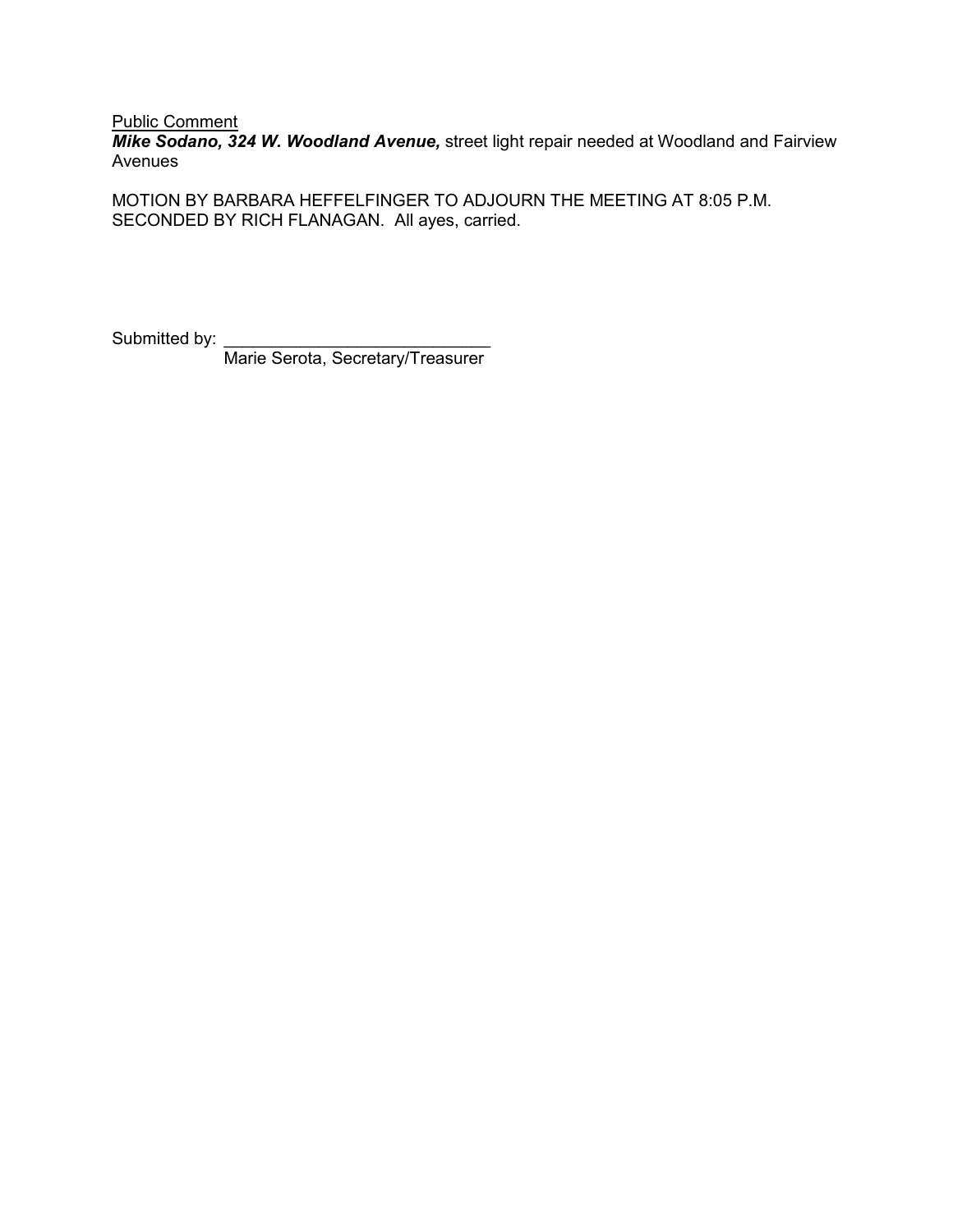Public Comment

***Mike Sodano, 324 W. Woodland Avenue,*** street light repair needed at Woodland and Fairview Avenues

MOTION BY BARBARA HEFFELFINGER TO ADJOURN THE MEETING AT 8:05 P.M. SECONDED BY RICH FLANAGAN. All ayes, carried.

Submitted by: ____________________________
Marie Serota, Secretary/Treasurer